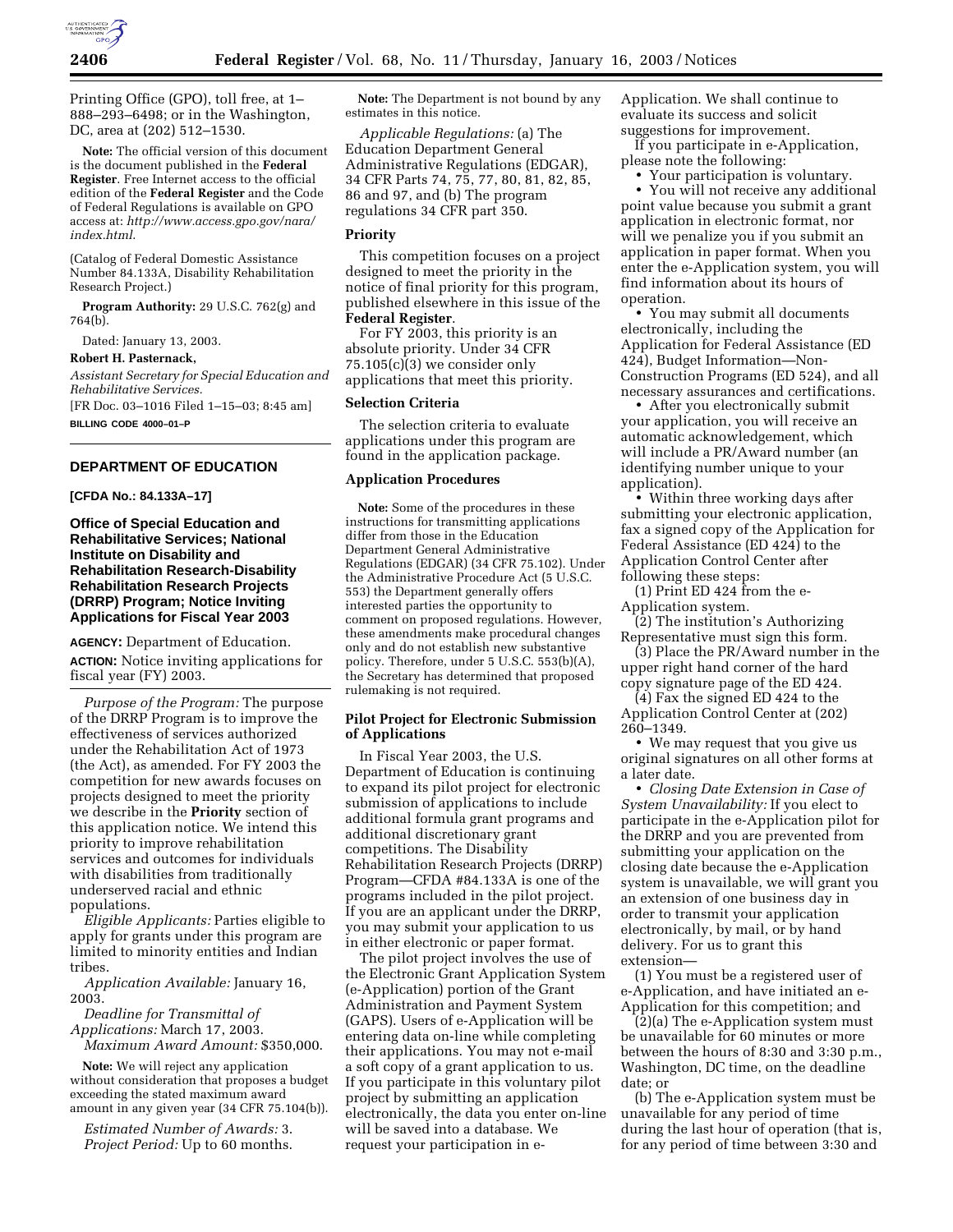Printing Office (GPO), toll free, at 1–888–293–6498; or in the Washington, DC, area at (202) 512–1530.

**Note:** The official version of this document is the document published in the **Federal Register**. Free Internet access to the official edition of the **Federal Register** and the Code of Federal Regulations is available on GPO access at: *http://www.access.gpo.gov/nara/index.html.*

(Catalog of Federal Domestic Assistance Number 84.133A, Disability Rehabilitation Research Project.)

**Program Authority:** 29 U.S.C. 762(g) and 764(b).

Dated: January 13, 2003.

**Robert H. Pasternack,**

*Assistant Secretary for Special Education and Rehabilitative Services.*

[FR Doc. 03–1016 Filed 1–15–03; 8:45 am]

**BILLING CODE 4000–01–P**

## DEPARTMENT OF EDUCATION

**[CFDA No.: 84.133A–17]**

## Office of Special Education and Rehabilitative Services; National Institute on Disability and Rehabilitation Research-Disability Rehabilitation Research Projects (DRRP) Program; Notice Inviting Applications for Fiscal Year 2003

**AGENCY:** Department of Education.

**ACTION:** Notice inviting applications for fiscal year (FY) 2003.

*Purpose of the Program:* The purpose of the DRRP Program is to improve the effectiveness of services authorized under the Rehabilitation Act of 1973 (the Act), as amended. For FY 2003 the competition for new awards focuses on projects designed to meet the priority we describe in the **Priority** section of this application notice. We intend this priority to improve rehabilitation services and outcomes for individuals with disabilities from traditionally underserved racial and ethnic populations.

*Eligible Applicants:* Parties eligible to apply for grants under this program are limited to minority entities and Indian tribes.

*Application Available:* January 16, 2003.

*Deadline for Transmittal of Applications:* March 17, 2003.

*Maximum Award Amount:* $350,000.

**Note:** We will reject any application without consideration that proposes a budget exceeding the stated maximum award amount in any given year (34 CFR 75.104(b)).

*Estimated Number of Awards:* 3.

*Project Period:* Up to 60 months.

**Note:** The Department is not bound by any estimates in this notice.

*Applicable Regulations:* (a) The Education Department General Administrative Regulations (EDGAR), 34 CFR Parts 74, 75, 77, 80, 81, 82, 85, 86 and 97, and (b) The program regulations 34 CFR part 350.

### Priority

This competition focuses on a project designed to meet the priority in the notice of final priority for this program, published elsewhere in this issue of the **Federal Register**.

For FY 2003, this priority is an absolute priority. Under 34 CFR 75.105(c)(3) we consider only applications that meet this priority.

### Selection Criteria

The selection criteria to evaluate applications under this program are found in the application package.

### Application Procedures

**Note:** Some of the procedures in these instructions for transmitting applications differ from those in the Education Department General Administrative Regulations (EDGAR) (34 CFR 75.102). Under the Administrative Procedure Act (5 U.S.C. 553) the Department generally offers interested parties the opportunity to comment on proposed regulations. However, these amendments make procedural changes only and do not establish new substantive policy. Therefore, under 5 U.S.C. 553(b)(A), the Secretary has determined that proposed rulemaking is not required.

### Pilot Project for Electronic Submission of Applications

In Fiscal Year 2003, the U.S. Department of Education is continuing to expand its pilot project for electronic submission of applications to include additional formula grant programs and additional discretionary grant competitions. The Disability Rehabilitation Research Projects (DRRP) Program—CFDA #84.133A is one of the programs included in the pilot project. If you are an applicant under the DRRP, you may submit your application to us in either electronic or paper format.

The pilot project involves the use of the Electronic Grant Application System (e-Application) portion of the Grant Administration and Payment System (GAPS). Users of e-Application will be entering data on-line while completing their applications. You may not e-mail a soft copy of a grant application to us. If you participate in this voluntary pilot project by submitting an application electronically, the data you enter on-line will be saved into a database. We request your participation in e-Application. We shall continue to evaluate its success and solicit suggestions for improvement.

If you participate in e-Application, please note the following:

- Your participation is voluntary.
- You will not receive any additional point value because you submit a grant application in electronic format, nor will we penalize you if you submit an application in paper format. When you enter the e-Application system, you will find information about its hours of operation.
- You may submit all documents electronically, including the Application for Federal Assistance (ED 424), Budget Information—Non-Construction Programs (ED 524), and all necessary assurances and certifications.
- After you electronically submit your application, you will receive an automatic acknowledgement, which will include a PR/Award number (an identifying number unique to your application).
- Within three working days after submitting your electronic application, fax a signed copy of the Application for Federal Assistance (ED 424) to the Application Control Center after following these steps:

(1) Print ED 424 from the e-Application system.

(2) The institution's Authorizing Representative must sign this form.

(3) Place the PR/Award number in the upper right hand corner of the hard copy signature page of the ED 424.

(4) Fax the signed ED 424 to the Application Control Center at (202) 260–1349.

- We may request that you give us original signatures on all other forms at a later date.
- *Closing Date Extension in Case of System Unavailability:* If you elect to participate in the e-Application pilot for the DRRP and you are prevented from submitting your application on the closing date because the e-Application system is unavailable, we will grant you an extension of one business day in order to transmit your application electronically, by mail, or by hand delivery. For us to grant this extension—

(1) You must be a registered user of e-Application, and have initiated an e-Application for this competition; and

(2)(a) The e-Application system must be unavailable for 60 minutes or more between the hours of 8:30 and 3:30 p.m., Washington, DC time, on the deadline date; or

(b) The e-Application system must be unavailable for any period of time during the last hour of operation (that is, for any period of time between 3:30 and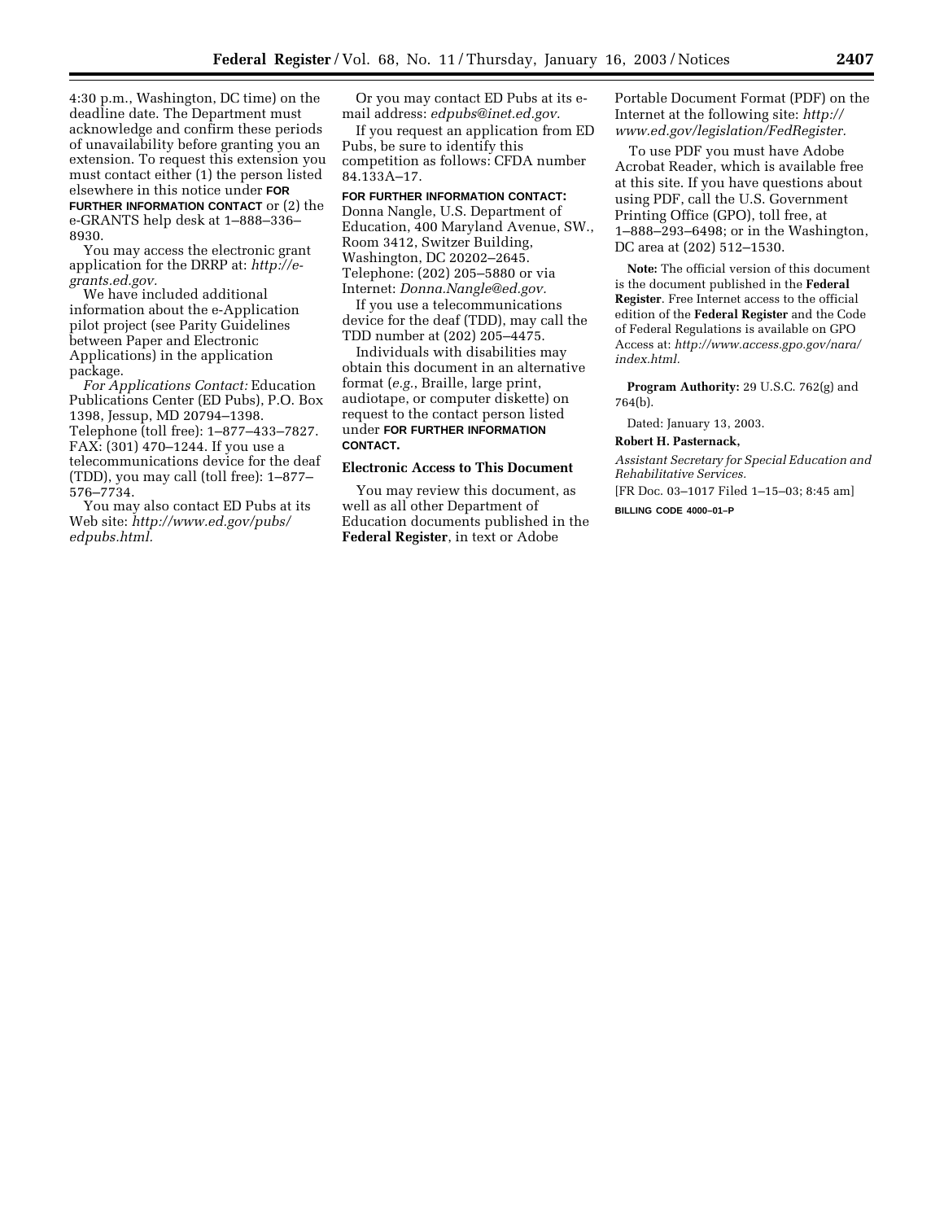4:30 p.m., Washington, DC time) on the deadline date. The Department must acknowledge and confirm these periods of unavailability before granting you an extension. To request this extension you must contact either (1) the person listed elsewhere in this notice under **FOR FURTHER INFORMATION CONTACT** or (2) the e-GRANTS help desk at 1–888–336–8930.

You may access the electronic grant application for the DRRP at: *http://e-grants.ed.gov.*

We have included additional information about the e-Application pilot project (see Parity Guidelines between Paper and Electronic Applications) in the application package.

*For Applications Contact:* Education Publications Center (ED Pubs), P.O. Box 1398, Jessup, MD 20794–1398. Telephone (toll free): 1–877–433–7827. FAX: (301) 470–1244. If you use a telecommunications device for the deaf (TDD), you may call (toll free): 1–877–576–7734.

You may also contact ED Pubs at its Web site: *http://www.ed.gov/pubs/edpubs.html.*

Or you may contact ED Pubs at its e-mail address: *edpubs@inet.ed.gov.*

If you request an application from ED Pubs, be sure to identify this competition as follows: CFDA number 84.133A–17.

**FOR FURTHER INFORMATION CONTACT:** Donna Nangle, U.S. Department of Education, 400 Maryland Avenue, SW., Room 3412, Switzer Building, Washington, DC 20202–2645. Telephone: (202) 205–5880 or via Internet: *Donna.Nangle@ed.gov.*

If you use a telecommunications device for the deaf (TDD), may call the TDD number at (202) 205–4475.

Individuals with disabilities may obtain this document in an alternative format (*e.g.*, Braille, large print, audiotape, or computer diskette) on request to the contact person listed under **FOR FURTHER INFORMATION CONTACT.**

**Electronic Access to This Document**

You may review this document, as well as all other Department of Education documents published in the **Federal Register**, in text or Adobe Portable Document Format (PDF) on the Internet at the following site: *http://www.ed.gov/legislation/FedRegister.*

To use PDF you must have Adobe Acrobat Reader, which is available free at this site. If you have questions about using PDF, call the U.S. Government Printing Office (GPO), toll free, at 1–888–293–6498; or in the Washington, DC area at (202) 512–1530.

**Note:** The official version of this document is the document published in the **Federal Register**. Free Internet access to the official edition of the **Federal Register** and the Code of Federal Regulations is available on GPO Access at: *http://www.access.gpo.gov/nara/index.html.*

**Program Authority:** 29 U.S.C. 762(g) and 764(b).

Dated: January 13, 2003.

**Robert H. Pasternack,**

*Assistant Secretary for Special Education and Rehabilitative Services.*

[FR Doc. 03–1017 Filed 1–15–03; 8:45 am]

BILLING CODE 4000–01–P